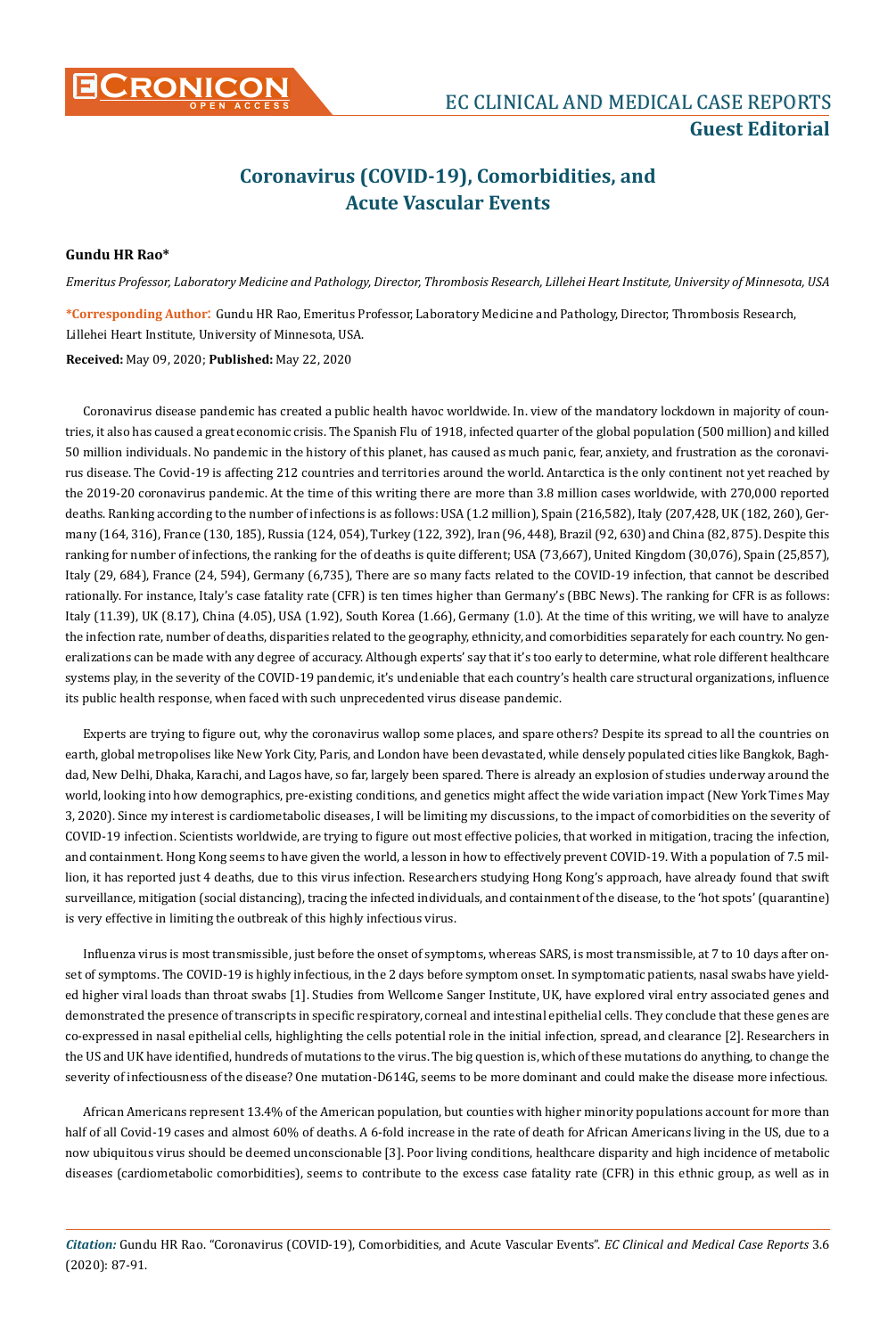# Coronavirus (COVID-19), Comorbidities, and Acute Vascular Events

**Gundu HR Rao***

*Emeritus Professor, Laboratory Medicine and Pathology, Director, Thrombosis Research, Lillehei Heart Institute, University of Minnesota, USA*

**\*Corresponding Author**: Gundu HR Rao, Emeritus Professor, Laboratory Medicine and Pathology, Director, Thrombosis Research, Lillehei Heart Institute, University of Minnesota, USA.

**Received:** May 09, 2020; **Published:** May 22, 2020

Coronavirus disease pandemic has created a public health havoc worldwide. In. view of the mandatory lockdown in majority of countries, it also has caused a great economic crisis. The Spanish Flu of 1918, infected quarter of the global population (500 million) and killed 50 million individuals. No pandemic in the history of this planet, has caused as much panic, fear, anxiety, and frustration as the coronavirus disease. The Covid-19 is affecting 212 countries and territories around the world. Antarctica is the only continent not yet reached by the 2019-20 coronavirus pandemic. At the time of this writing there are more than 3.8 million cases worldwide, with 270,000 reported deaths. Ranking according to the number of infections is as follows: USA (1.2 million), Spain (216,582), Italy (207,428, UK (182, 260), Germany (164, 316), France (130, 185), Russia (124, 054), Turkey (122, 392), Iran (96, 448), Brazil (92, 630) and China (82, 875). Despite this ranking for number of infections, the ranking for the of deaths is quite different; USA (73,667), United Kingdom (30,076), Spain (25,857), Italy (29, 684), France (24, 594), Germany (6,735), There are so many facts related to the COVID-19 infection, that cannot be described rationally. For instance, Italy's case fatality rate (CFR) is ten times higher than Germany's (BBC News). The ranking for CFR is as follows: Italy (11.39), UK (8.17), China (4.05), USA (1.92), South Korea (1.66), Germany (1.0). At the time of this writing, we will have to analyze the infection rate, number of deaths, disparities related to the geography, ethnicity, and comorbidities separately for each country. No generalizations can be made with any degree of accuracy. Although experts' say that it's too early to determine, what role different healthcare systems play, in the severity of the COVID-19 pandemic, it's undeniable that each country's health care structural organizations, influence its public health response, when faced with such unprecedented virus disease pandemic.

Experts are trying to figure out, why the coronavirus wallop some places, and spare others? Despite its spread to all the countries on earth, global metropolises like New York City, Paris, and London have been devastated, while densely populated cities like Bangkok, Baghdad, New Delhi, Dhaka, Karachi, and Lagos have, so far, largely been spared. There is already an explosion of studies underway around the world, looking into how demographics, pre-existing conditions, and genetics might affect the wide variation impact (New York Times May 3, 2020). Since my interest is cardiometabolic diseases, I will be limiting my discussions, to the impact of comorbidities on the severity of COVID-19 infection. Scientists worldwide, are trying to figure out most effective policies, that worked in mitigation, tracing the infection, and containment. Hong Kong seems to have given the world, a lesson in how to effectively prevent COVID-19. With a population of 7.5 million, it has reported just 4 deaths, due to this virus infection. Researchers studying Hong Kong's approach, have already found that swift surveillance, mitigation (social distancing), tracing the infected individuals, and containment of the disease, to the 'hot spots' (quarantine) is very effective in limiting the outbreak of this highly infectious virus.

Influenza virus is most transmissible, just before the onset of symptoms, whereas SARS, is most transmissible, at 7 to 10 days after onset of symptoms. The COVID-19 is highly infectious, in the 2 days before symptom onset. In symptomatic patients, nasal swabs have yielded higher viral loads than throat swabs [1]. Studies from Wellcome Sanger Institute, UK, have explored viral entry associated genes and demonstrated the presence of transcripts in specific respiratory, corneal and intestinal epithelial cells. They conclude that these genes are co-expressed in nasal epithelial cells, highlighting the cells potential role in the initial infection, spread, and clearance [2]. Researchers in the US and UK have identified, hundreds of mutations to the virus. The big question is, which of these mutations do anything, to change the severity of infectiousness of the disease? One mutation-D614G, seems to be more dominant and could make the disease more infectious.

African Americans represent 13.4% of the American population, but counties with higher minority populations account for more than half of all Covid-19 cases and almost 60% of deaths. A 6-fold increase in the rate of death for African Americans living in the US, due to a now ubiquitous virus should be deemed unconscionable [3]. Poor living conditions, healthcare disparity and high incidence of metabolic diseases (cardiometabolic comorbidities), seems to contribute to the excess case fatality rate (CFR) in this ethnic group, as well as in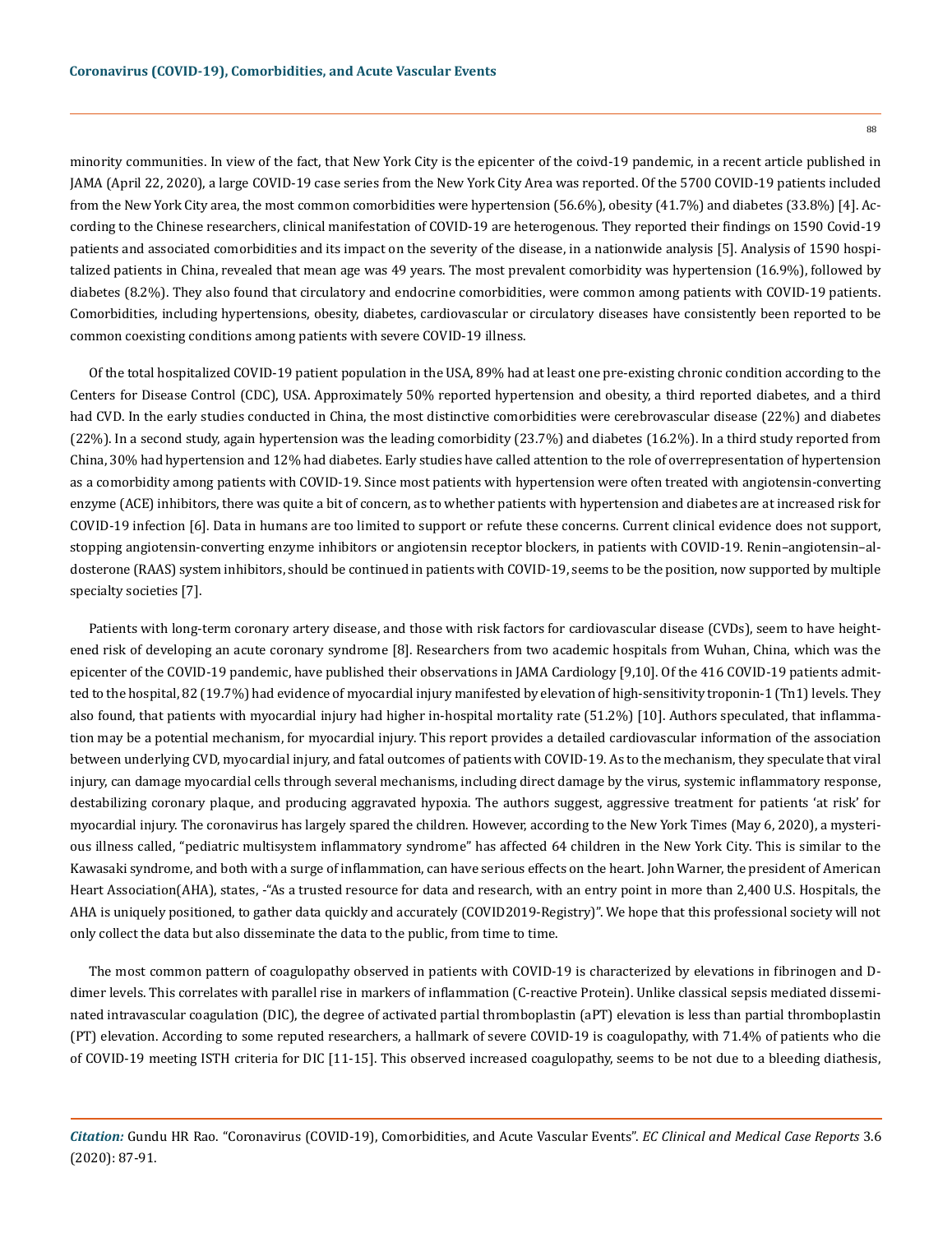minority communities. In view of the fact, that New York City is the epicenter of the coivd-19 pandemic, in a recent article published in JAMA (April 22, 2020), a large COVID-19 case series from the New York City Area was reported. Of the 5700 COVID-19 patients included from the New York City area, the most common comorbidities were hypertension (56.6%), obesity (41.7%) and diabetes (33.8%) [4]. According to the Chinese researchers, clinical manifestation of COVID-19 are heterogenous. They reported their findings on 1590 Covid-19 patients and associated comorbidities and its impact on the severity of the disease, in a nationwide analysis [5]. Analysis of 1590 hospitalized patients in China, revealed that mean age was 49 years. The most prevalent comorbidity was hypertension (16.9%), followed by diabetes (8.2%). They also found that circulatory and endocrine comorbidities, were common among patients with COVID-19 patients. Comorbidities, including hypertensions, obesity, diabetes, cardiovascular or circulatory diseases have consistently been reported to be common coexisting conditions among patients with severe COVID-19 illness.

Of the total hospitalized COVID-19 patient population in the USA, 89% had at least one pre-existing chronic condition according to the Centers for Disease Control (CDC), USA. Approximately 50% reported hypertension and obesity, a third reported diabetes, and a third had CVD. In the early studies conducted in China, the most distinctive comorbidities were cerebrovascular disease (22%) and diabetes (22%). In a second study, again hypertension was the leading comorbidity (23.7%) and diabetes (16.2%). In a third study reported from China, 30% had hypertension and 12% had diabetes. Early studies have called attention to the role of overrepresentation of hypertension as a comorbidity among patients with COVID-19. Since most patients with hypertension were often treated with angiotensin-converting enzyme (ACE) inhibitors, there was quite a bit of concern, as to whether patients with hypertension and diabetes are at increased risk for COVID-19 infection [6]. Data in humans are too limited to support or refute these concerns. Current clinical evidence does not support, stopping angiotensin-converting enzyme inhibitors or angiotensin receptor blockers, in patients with COVID-19. Renin–angiotensin–aldosterone (RAAS) system inhibitors, should be continued in patients with COVID-19, seems to be the position, now supported by multiple specialty societies [7].

Patients with long-term coronary artery disease, and those with risk factors for cardiovascular disease (CVDs), seem to have heightened risk of developing an acute coronary syndrome [8]. Researchers from two academic hospitals from Wuhan, China, which was the epicenter of the COVID-19 pandemic, have published their observations in JAMA Cardiology [9,10]. Of the 416 COVID-19 patients admitted to the hospital, 82 (19.7%) had evidence of myocardial injury manifested by elevation of high-sensitivity troponin-1 (Tn1) levels. They also found, that patients with myocardial injury had higher in-hospital mortality rate (51.2%) [10]. Authors speculated, that inflammation may be a potential mechanism, for myocardial injury. This report provides a detailed cardiovascular information of the association between underlying CVD, myocardial injury, and fatal outcomes of patients with COVID-19. As to the mechanism, they speculate that viral injury, can damage myocardial cells through several mechanisms, including direct damage by the virus, systemic inflammatory response, destabilizing coronary plaque, and producing aggravated hypoxia. The authors suggest, aggressive treatment for patients 'at risk' for myocardial injury. The coronavirus has largely spared the children. However, according to the New York Times (May 6, 2020), a mysterious illness called, "pediatric multisystem inflammatory syndrome" has affected 64 children in the New York City. This is similar to the Kawasaki syndrome, and both with a surge of inflammation, can have serious effects on the heart. John Warner, the president of American Heart Association(AHA), states, -"As a trusted resource for data and research, with an entry point in more than 2,400 U.S. Hospitals, the AHA is uniquely positioned, to gather data quickly and accurately (COVID2019-Registry)". We hope that this professional society will not only collect the data but also disseminate the data to the public, from time to time.

The most common pattern of coagulopathy observed in patients with COVID-19 is characterized by elevations in fibrinogen and D-dimer levels. This correlates with parallel rise in markers of inflammation (C-reactive Protein). Unlike classical sepsis mediated disseminated intravascular coagulation (DIC), the degree of activated partial thromboplastin (aPT) elevation is less than partial thromboplastin (PT) elevation. According to some reputed researchers, a hallmark of severe COVID-19 is coagulopathy, with 71.4% of patients who die of COVID-19 meeting ISTH criteria for DIC [11-15]. This observed increased coagulopathy, seems to be not due to a bleeding diathesis,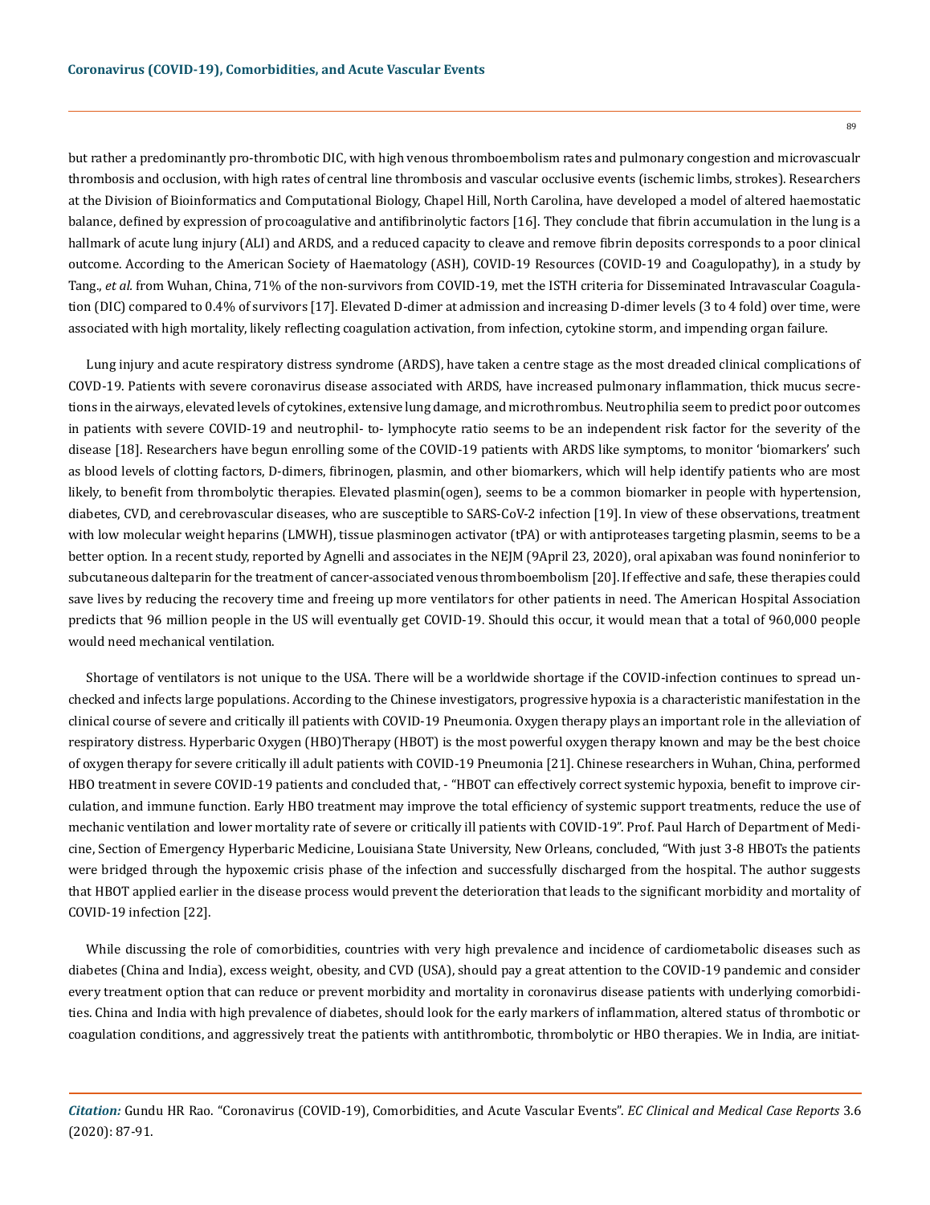but rather a predominantly pro-thrombotic DIC, with high venous thromboembolism rates and pulmonary congestion and microvascualr thrombosis and occlusion, with high rates of central line thrombosis and vascular occlusive events (ischemic limbs, strokes). Researchers at the Division of Bioinformatics and Computational Biology, Chapel Hill, North Carolina, have developed a model of altered haemostatic balance, defined by expression of procoagulative and antifibrinolytic factors [16]. They conclude that fibrin accumulation in the lung is a hallmark of acute lung injury (ALI) and ARDS, and a reduced capacity to cleave and remove fibrin deposits corresponds to a poor clinical outcome. According to the American Society of Haematology (ASH), COVID-19 Resources (COVID-19 and Coagulopathy), in a study by Tang., *et al.* from Wuhan, China, 71% of the non-survivors from COVID-19, met the ISTH criteria for Disseminated Intravascular Coagulation (DIC) compared to 0.4% of survivors [17]. Elevated D-dimer at admission and increasing D-dimer levels (3 to 4 fold) over time, were associated with high mortality, likely reflecting coagulation activation, from infection, cytokine storm, and impending organ failure.

Lung injury and acute respiratory distress syndrome (ARDS), have taken a centre stage as the most dreaded clinical complications of COVID-19. Patients with severe coronavirus disease associated with ARDS, have increased pulmonary inflammation, thick mucus secretions in the airways, elevated levels of cytokines, extensive lung damage, and microthrombus. Neutrophilia seem to predict poor outcomes in patients with severe COVID-19 and neutrophil- to- lymphocyte ratio seems to be an independent risk factor for the severity of the disease [18]. Researchers have begun enrolling some of the COVID-19 patients with ARDS like symptoms, to monitor 'biomarkers' such as blood levels of clotting factors, D-dimers, fibrinogen, plasmin, and other biomarkers, which will help identify patients who are most likely, to benefit from thrombolytic therapies. Elevated plasmin(ogen), seems to be a common biomarker in people with hypertension, diabetes, CVD, and cerebrovascular diseases, who are susceptible to SARS-CoV-2 infection [19]. In view of these observations, treatment with low molecular weight heparins (LMWH), tissue plasminogen activator (tPA) or with antiproteases targeting plasmin, seems to be a better option. In a recent study, reported by Agnelli and associates in the NEJM (9April 23, 2020), oral apixaban was found noninferior to subcutaneous dalteparin for the treatment of cancer-associated venous thromboembolism [20]. If effective and safe, these therapies could save lives by reducing the recovery time and freeing up more ventilators for other patients in need. The American Hospital Association predicts that 96 million people in the US will eventually get COVID-19. Should this occur, it would mean that a total of 960,000 people would need mechanical ventilation.

Shortage of ventilators is not unique to the USA. There will be a worldwide shortage if the COVID-infection continues to spread unchecked and infects large populations. According to the Chinese investigators, progressive hypoxia is a characteristic manifestation in the clinical course of severe and critically ill patients with COVID-19 Pneumonia. Oxygen therapy plays an important role in the alleviation of respiratory distress. Hyperbaric Oxygen (HBO)Therapy (HBOT) is the most powerful oxygen therapy known and may be the best choice of oxygen therapy for severe critically ill adult patients with COVID-19 Pneumonia [21]. Chinese researchers in Wuhan, China, performed HBO treatment in severe COVID-19 patients and concluded that, - "HBOT can effectively correct systemic hypoxia, benefit to improve circulation, and immune function. Early HBO treatment may improve the total efficiency of systemic support treatments, reduce the use of mechanic ventilation and lower mortality rate of severe or critically ill patients with COVID-19". Prof. Paul Harch of Department of Medicine, Section of Emergency Hyperbaric Medicine, Louisiana State University, New Orleans, concluded, "With just 3-8 HBOTs the patients were bridged through the hypoxemic crisis phase of the infection and successfully discharged from the hospital. The author suggests that HBOT applied earlier in the disease process would prevent the deterioration that leads to the significant morbidity and mortality of COVID-19 infection [22].

While discussing the role of comorbidities, countries with very high prevalence and incidence of cardiometabolic diseases such as diabetes (China and India), excess weight, obesity, and CVD (USA), should pay a great attention to the COVID-19 pandemic and consider every treatment option that can reduce or prevent morbidity and mortality in coronavirus disease patients with underlying comorbidities. China and India with high prevalence of diabetes, should look for the early markers of inflammation, altered status of thrombotic or coagulation conditions, and aggressively treat the patients with antithrombotic, thrombolytic or HBO therapies. We in India, are initiat-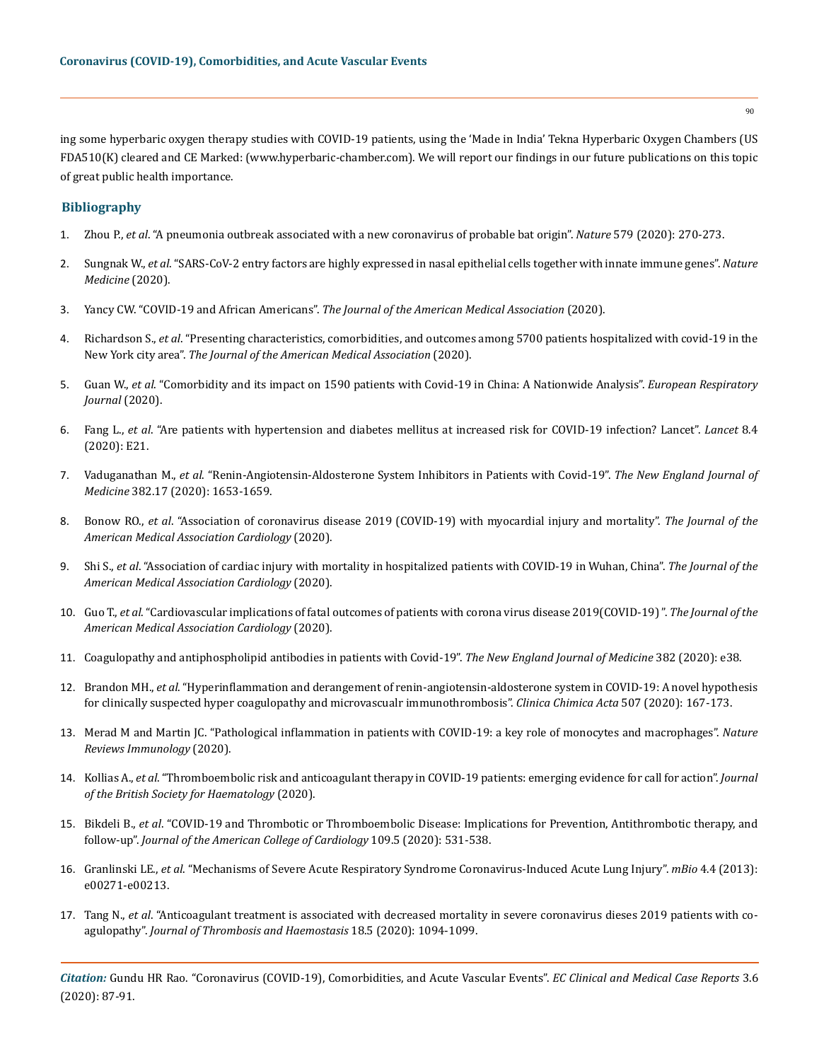ing some hyperbaric oxygen therapy studies with COVID-19 patients, using the 'Made in India' Tekna Hyperbaric Oxygen Chambers (US FDA510(K) cleared and CE Marked: (www.hyperbaric-chamber.com). We will report our findings in our future publications on this topic of great public health importance.

## Bibliography

1. Zhou P., *et al*. "A pneumonia outbreak associated with a new coronavirus of probable bat origin". *Nature* 579 (2020): 270-273.
2. Sungnak W., *et al*. "SARS-CoV-2 entry factors are highly expressed in nasal epithelial cells together with innate immune genes". *Nature Medicine* (2020).
3. Yancy CW. "COVID-19 and African Americans". *The Journal of the American Medical Association* (2020).
4. Richardson S., *et al*. "Presenting characteristics, comorbidities, and outcomes among 5700 patients hospitalized with covid-19 in the New York city area". *The Journal of the American Medical Association* (2020).
5. Guan W., *et al*. "Comorbidity and its impact on 1590 patients with Covid-19 in China: A Nationwide Analysis". *European Respiratory Journal* (2020).
6. Fang L., *et al*. "Are patients with hypertension and diabetes mellitus at increased risk for COVID-19 infection? Lancet". *Lancet* 8.4 (2020): E21.
7. Vaduganathan M., *et al*. "Renin-Angiotensin-Aldosterone System Inhibitors in Patients with Covid-19". *The New England Journal of Medicine* 382.17 (2020): 1653-1659.
8. Bonow RO., *et al*. "Association of coronavirus disease 2019 (COVID-19) with myocardial injury and mortality". *The Journal of the American Medical Association Cardiology* (2020).
9. Shi S., *et al*. "Association of cardiac injury with mortality in hospitalized patients with COVID-19 in Wuhan, China". *The Journal of the American Medical Association Cardiology* (2020).
10. Guo T., *et al*. "Cardiovascular implications of fatal outcomes of patients with corona virus disease 2019(COVID-19) ". *The Journal of the American Medical Association Cardiology* (2020).
11. Coagulopathy and antiphospholipid antibodies in patients with Covid-19". *The New England Journal of Medicine* 382 (2020): e38.
12. Brandon MH., *et al*. "Hyperinflammation and derangement of renin-angiotensin-aldosterone system in COVID-19: A novel hypothesis for clinically suspected hyper coagulopathy and microvascualr immunothrombosis". *Clinica Chimica Acta* 507 (2020): 167-173.
13. Merad M and Martin JC. "Pathological inflammation in patients with COVID-19: a key role of monocytes and macrophages". *Nature Reviews Immunology* (2020).
14. Kollias A., *et al*. "Thromboembolic risk and anticoagulant therapy in COVID-19 patients: emerging evidence for call for action". *Journal of the British Society for Haematology* (2020).
15. Bikdeli B., *et al*. "COVID-19 and Thrombotic or Thromboembolic Disease: Implications for Prevention, Antithrombotic therapy, and follow-up". *Journal of the American College of Cardiology* 109.5 (2020): 531-538.
16. Granlinski LE., *et al*. "Mechanisms of Severe Acute Respiratory Syndrome Coronavirus-Induced Acute Lung Injury". *mBio* 4.4 (2013): e00271-e00213.
17. Tang N., *et al*. "Anticoagulant treatment is associated with decreased mortality in severe coronavirus dieses 2019 patients with coagulopathy". *Journal of Thrombosis and Haemostasis* 18.5 (2020): 1094-1099.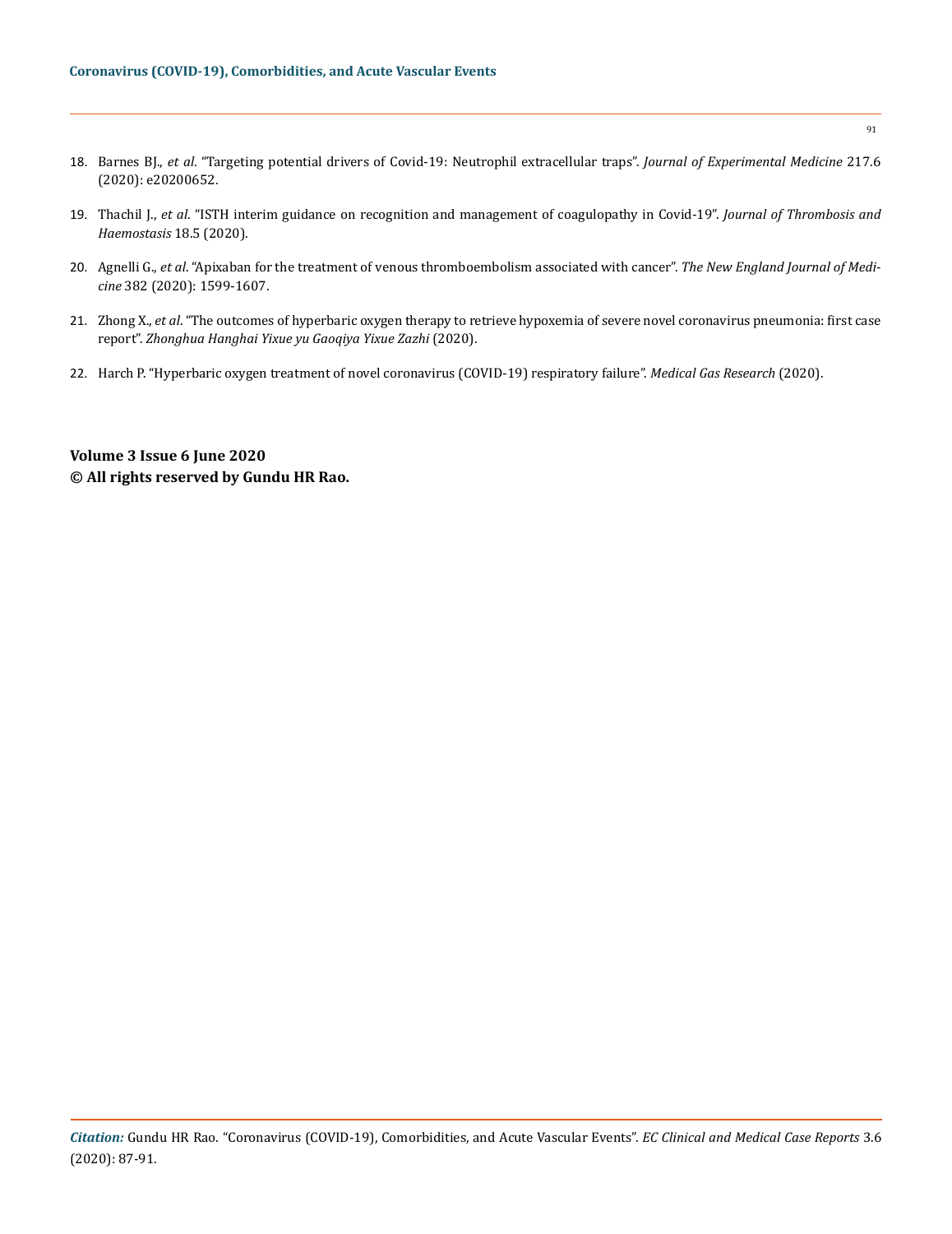18. Barnes BJ., *et al*. "Targeting potential drivers of Covid-19: Neutrophil extracellular traps". *Journal of Experimental Medicine* 217.6 (2020): e20200652.

19. Thachil J., *et al*. "ISTH interim guidance on recognition and management of coagulopathy in Covid-19". *Journal of Thrombosis and Haemostasis* 18.5 (2020).

20. Agnelli G., *et al*. "Apixaban for the treatment of venous thromboembolism associated with cancer". *The New England Journal of Medicine* 382 (2020): 1599-1607.

21. Zhong X., *et al*. "The outcomes of hyperbaric oxygen therapy to retrieve hypoxemia of severe novel coronavirus pneumonia: first case report". *Zhonghua Hanghai Yixue yu Gaoqiya Yixue Zazhi* (2020).

22. Harch P. "Hyperbaric oxygen treatment of novel coronavirus (COVID-19) respiratory failure". *Medical Gas Research* (2020).

**Volume 3 Issue 6 June 2020**
**© All rights reserved by Gundu HR Rao.**